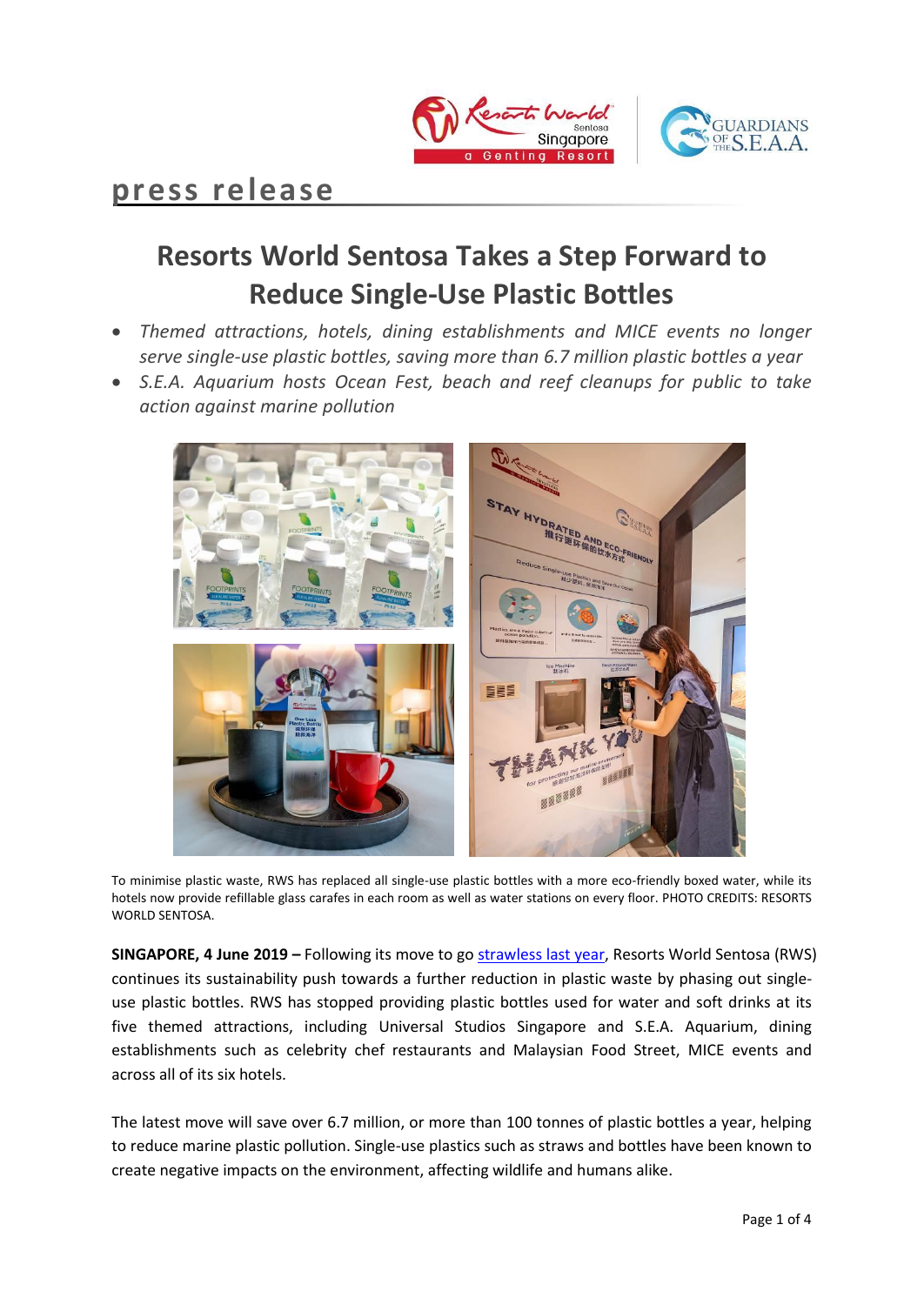press release

# Resorts World Sentosa Takes a Step Forward to Reduce Single-Use Plastic Bottles

- *Themed attractions, hotels, dining establishments and MICE events no longer serve single-use plastic bottles, saving more than 6.7 million plastic bottles a year*
- *S.E.A. Aquarium hosts Ocean Fest, beach and reef cleanups for public to take action against marine pollution*

To minimise plastic waste, RWS has replaced all single-use plastic bottles with a more eco-friendly boxed water, while its hotels now provide refillable glass carafes in each room as well as water stations on every floor. PHOTO CREDITS: RESORTS WORLD SENTOSA.

**SINGAPORE, 4 June 2019 –** Following its move to go strawless last year, Resorts World Sentosa (RWS) continues its sustainability push towards a further reduction in plastic waste by phasing out single-use plastic bottles. RWS has stopped providing plastic bottles used for water and soft drinks at its five themed attractions, including Universal Studios Singapore and S.E.A. Aquarium, dining establishments such as celebrity chef restaurants and Malaysian Food Street, MICE events and across all of its six hotels.

The latest move will save over 6.7 million, or more than 100 tonnes of plastic bottles a year, helping to reduce marine plastic pollution. Single-use plastics such as straws and bottles have been known to create negative impacts on the environment, affecting wildlife and humans alike.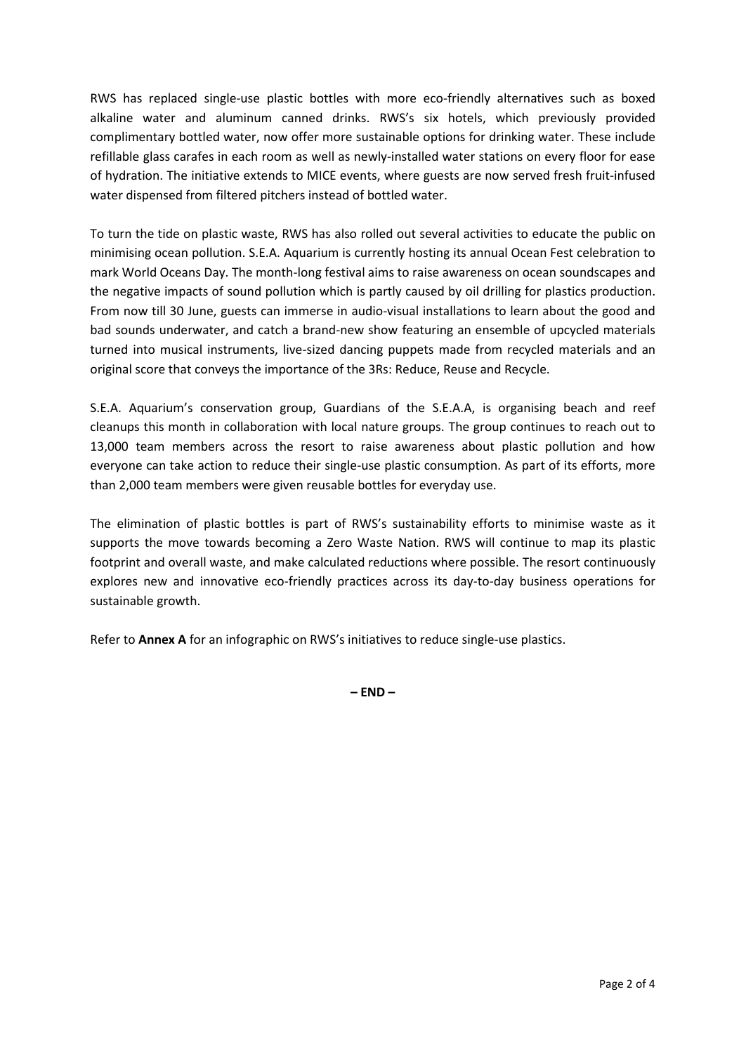RWS has replaced single-use plastic bottles with more eco-friendly alternatives such as boxed alkaline water and aluminum canned drinks. RWS's six hotels, which previously provided complimentary bottled water, now offer more sustainable options for drinking water. These include refillable glass carafes in each room as well as newly-installed water stations on every floor for ease of hydration. The initiative extends to MICE events, where guests are now served fresh fruit-infused water dispensed from filtered pitchers instead of bottled water.

To turn the tide on plastic waste, RWS has also rolled out several activities to educate the public on minimising ocean pollution. S.E.A. Aquarium is currently hosting its annual Ocean Fest celebration to mark World Oceans Day. The month-long festival aims to raise awareness on ocean soundscapes and the negative impacts of sound pollution which is partly caused by oil drilling for plastics production. From now till 30 June, guests can immerse in audio-visual installations to learn about the good and bad sounds underwater, and catch a brand-new show featuring an ensemble of upcycled materials turned into musical instruments, live-sized dancing puppets made from recycled materials and an original score that conveys the importance of the 3Rs: Reduce, Reuse and Recycle.

S.E.A. Aquarium's conservation group, Guardians of the S.E.A.A, is organising beach and reef cleanups this month in collaboration with local nature groups. The group continues to reach out to 13,000 team members across the resort to raise awareness about plastic pollution and how everyone can take action to reduce their single-use plastic consumption. As part of its efforts, more than 2,000 team members were given reusable bottles for everyday use.

The elimination of plastic bottles is part of RWS's sustainability efforts to minimise waste as it supports the move towards becoming a Zero Waste Nation. RWS will continue to map its plastic footprint and overall waste, and make calculated reductions where possible. The resort continuously explores new and innovative eco-friendly practices across its day-to-day business operations for sustainable growth.

Refer to **Annex A** for an infographic on RWS's initiatives to reduce single-use plastics.

**– END –**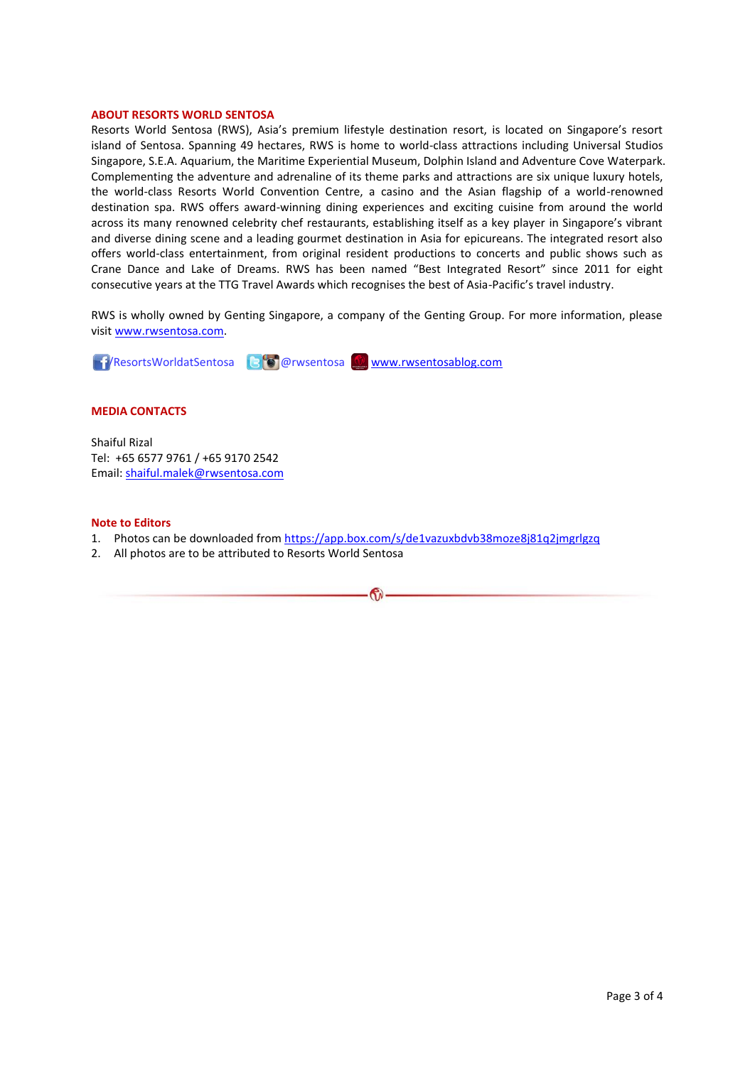## ABOUT RESORTS WORLD SENTOSA

Resorts World Sentosa (RWS), Asia's premium lifestyle destination resort, is located on Singapore's resort island of Sentosa. Spanning 49 hectares, RWS is home to world-class attractions including Universal Studios Singapore, S.E.A. Aquarium, the Maritime Experiential Museum, Dolphin Island and Adventure Cove Waterpark. Complementing the adventure and adrenaline of its theme parks and attractions are six unique luxury hotels, the world-class Resorts World Convention Centre, a casino and the Asian flagship of a world-renowned destination spa. RWS offers award-winning dining experiences and exciting cuisine from around the world across its many renowned celebrity chef restaurants, establishing itself as a key player in Singapore's vibrant and diverse dining scene and a leading gourmet destination in Asia for epicureans. The integrated resort also offers world-class entertainment, from original resident productions to concerts and public shows such as Crane Dance and Lake of Dreams. RWS has been named "Best Integrated Resort" since 2011 for eight consecutive years at the TTG Travel Awards which recognises the best of Asia-Pacific's travel industry.

RWS is wholly owned by Genting Singapore, a company of the Genting Group. For more information, please visit www.rwsentosa.com.

/ResortsWorldatSentosa @rwsentosa www.rwsentosablog.com

## MEDIA CONTACTS

Shaiful Rizal
Tel: +65 6577 9761 / +65 9170 2542
Email: shaiful.malek@rwsentosa.com

## Note to Editors

1. Photos can be downloaded from https://app.box.com/s/de1vazuxbdvb38moze8j81q2jmgrlgzq
2. All photos are to be attributed to Resorts World Sentosa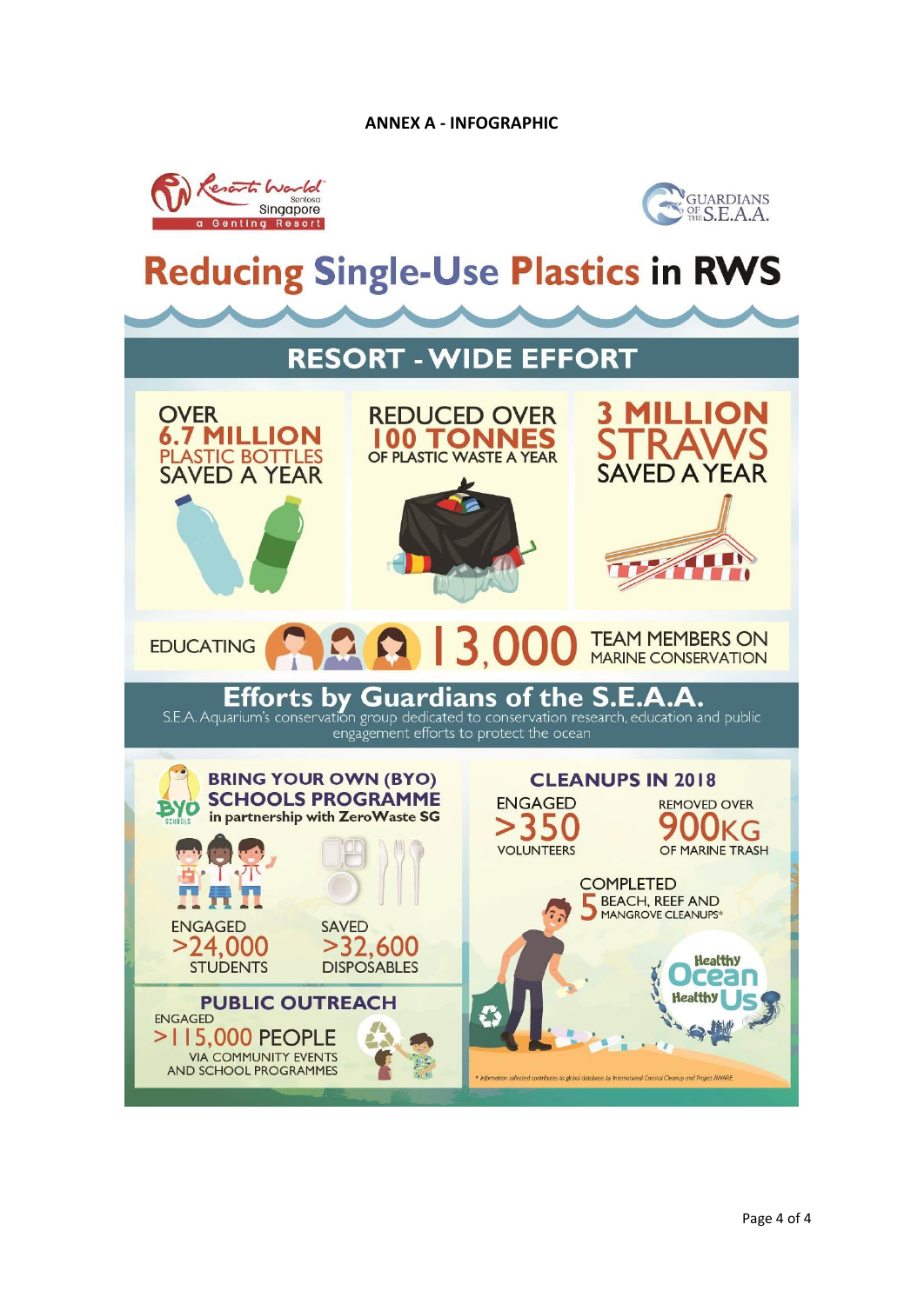**ANNEX A - INFOGRAPHIC**

Resorts World Sentosa Singapore — a Genting Resort

GUARDIANS OF THE S.E.A.A.

# Reducing Single-Use Plastics in RWS

## RESORT - WIDE EFFORT

OVER 6.7 MILLION PLASTIC BOTTLES SAVED A YEAR

REDUCED OVER 100 TONNES OF PLASTIC WASTE A YEAR

3 MILLION STRAWS SAVED A YEAR

EDUCATING 13,000 TEAM MEMBERS ON MARINE CONSERVATION

## Efforts by Guardians of the S.E.A.A.

S.E.A. Aquarium's conservation group dedicated to conservation research, education and public engagement efforts to protect the ocean

### BRING YOUR OWN (BYO) SCHOOLS PROGRAMME

in partnership with ZeroWaste SG

ENGAGED >24,000 STUDENTS

SAVED >32,600 DISPOSABLES

### PUBLIC OUTREACH

ENGAGED >115,000 PEOPLE VIA COMMUNITY EVENTS AND SCHOOL PROGRAMMES

### CLEANUPS IN 2018

ENGAGED >350 VOLUNTEERS

REMOVED OVER 900KG OF MARINE TRASH

COMPLETED 5 BEACH, REEF AND MANGROVE CLEANUPS*

Healthy Ocean Healthy Us

\* Information collected contributes to global database by International Coastal Cleanup and Project AWARE